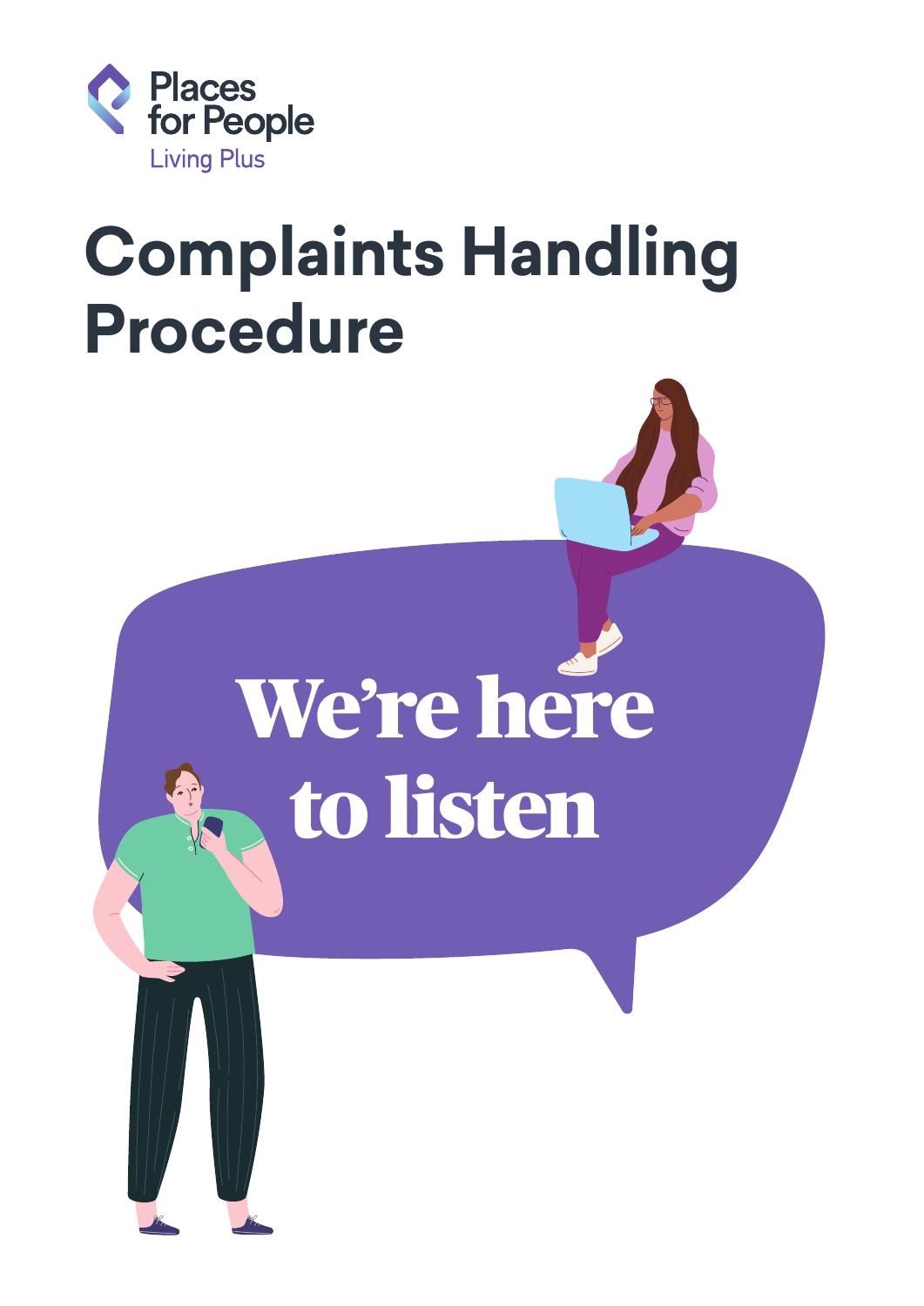Places for People
Living Plus

# Complaints Handling Procedure

We're here to listen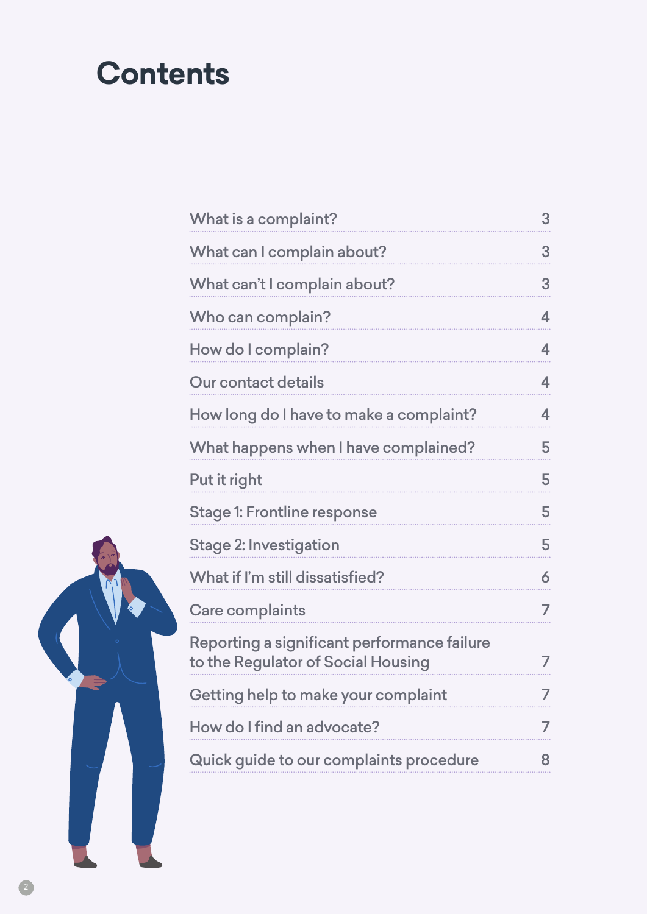# Contents

| | |
|---|---|
| What is a complaint? | 3 |
| What can I complain about? | 3 |
| What can't I complain about? | 3 |
| Who can complain? | 4 |
| How do I complain? | 4 |
| Our contact details | 4 |
| How long do I have to make a complaint? | 4 |
| What happens when I have complained? | 5 |
| Put it right | 5 |
| Stage 1: Frontline response | 5 |
| Stage 2: Investigation | 5 |
| What if I'm still dissatisfied? | 6 |
| Care complaints | 7 |
| Reporting a significant performance failure to the Regulator of Social Housing | 7 |
| Getting help to make your complaint | 7 |
| How do I find an advocate? | 7 |
| Quick guide to our complaints procedure | 8 |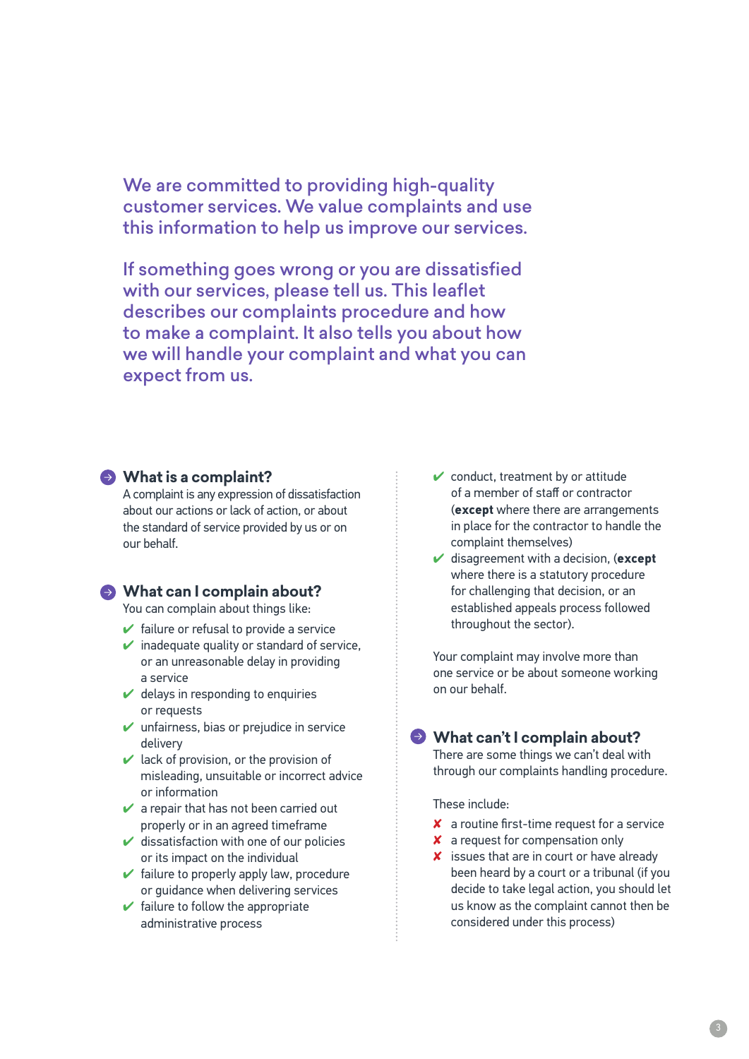We are committed to providing high-quality customer services. We value complaints and use this information to help us improve our services.

If something goes wrong or you are dissatisfied with our services, please tell us. This leaflet describes our complaints procedure and how to make a complaint. It also tells you about how we will handle your complaint and what you can expect from us.

## What is a complaint?

A complaint is any expression of dissatisfaction about our actions or lack of action, or about the standard of service provided by us or on our behalf.

## What can I complain about?

You can complain about things like:

- ✔ failure or refusal to provide a service
- ✔ inadequate quality or standard of service, or an unreasonable delay in providing a service
- ✔ delays in responding to enquiries or requests
- ✔ unfairness, bias or prejudice in service delivery
- ✔ lack of provision, or the provision of misleading, unsuitable or incorrect advice or information
- ✔ a repair that has not been carried out properly or in an agreed timeframe
- ✔ dissatisfaction with one of our policies or its impact on the individual
- ✔ failure to properly apply law, procedure or guidance when delivering services
- ✔ failure to follow the appropriate administrative process
- ✔ conduct, treatment by or attitude of a member of staff or contractor (**except** where there are arrangements in place for the contractor to handle the complaint themselves)
- ✔ disagreement with a decision, (**except** where there is a statutory procedure for challenging that decision, or an established appeals process followed throughout the sector).

Your complaint may involve more than one service or be about someone working on our behalf.

## What can't I complain about?

There are some things we can't deal with through our complaints handling procedure.

These include:

- ✘ a routine first-time request for a service
- ✘ a request for compensation only
- ✘ issues that are in court or have already been heard by a court or a tribunal (if you decide to take legal action, you should let us know as the complaint cannot then be considered under this process)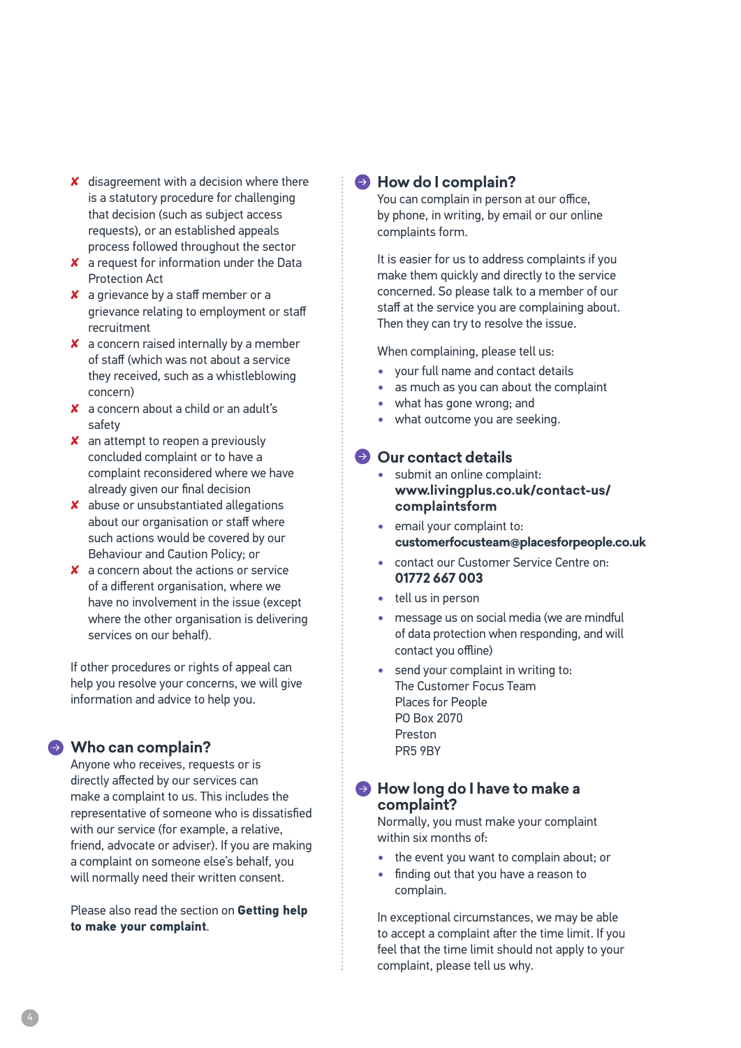- ✘ disagreement with a decision where there is a statutory procedure for challenging that decision (such as subject access requests), or an established appeals process followed throughout the sector
- ✘ a request for information under the Data Protection Act
- ✘ a grievance by a staff member or a grievance relating to employment or staff recruitment
- ✘ a concern raised internally by a member of staff (which was not about a service they received, such as a whistleblowing concern)
- ✘ a concern about a child or an adult's safety
- ✘ an attempt to reopen a previously concluded complaint or to have a complaint reconsidered where we have already given our final decision
- ✘ abuse or unsubstantiated allegations about our organisation or staff where such actions would be covered by our Behaviour and Caution Policy; or
- ✘ a concern about the actions or service of a different organisation, where we have no involvement in the issue (except where the other organisation is delivering services on our behalf).

If other procedures or rights of appeal can help you resolve your concerns, we will give information and advice to help you.

## Who can complain?

Anyone who receives, requests or is directly affected by our services can make a complaint to us. This includes the representative of someone who is dissatisfied with our service (for example, a relative, friend, advocate or adviser). If you are making a complaint on someone else's behalf, you will normally need their written consent.

Please also read the section on **Getting help to make your complaint**.

## How do I complain?

You can complain in person at our office, by phone, in writing, by email or our online complaints form.

It is easier for us to address complaints if you make them quickly and directly to the service concerned. So please talk to a member of our staff at the service you are complaining about. Then they can try to resolve the issue.

When complaining, please tell us:

- your full name and contact details
- as much as you can about the complaint
- what has gone wrong; and
- what outcome you are seeking.

## Our contact details

- submit an online complaint: **www.livingplus.co.uk/contact-us/complaintsform**
- email your complaint to: **customerfocusteam@placesforpeople.co.uk**
- contact our Customer Service Centre on: **01772 667 003**
- tell us in person
- message us on social media (we are mindful of data protection when responding, and will contact you offline)
- send your complaint in writing to:
  The Customer Focus Team
  Places for People
  PO Box 2070
  Preston
  PR5 9BY

## How long do I have to make a complaint?

Normally, you must make your complaint within six months of:

- the event you want to complain about; or
- finding out that you have a reason to complain.

In exceptional circumstances, we may be able to accept a complaint after the time limit. If you feel that the time limit should not apply to your complaint, please tell us why.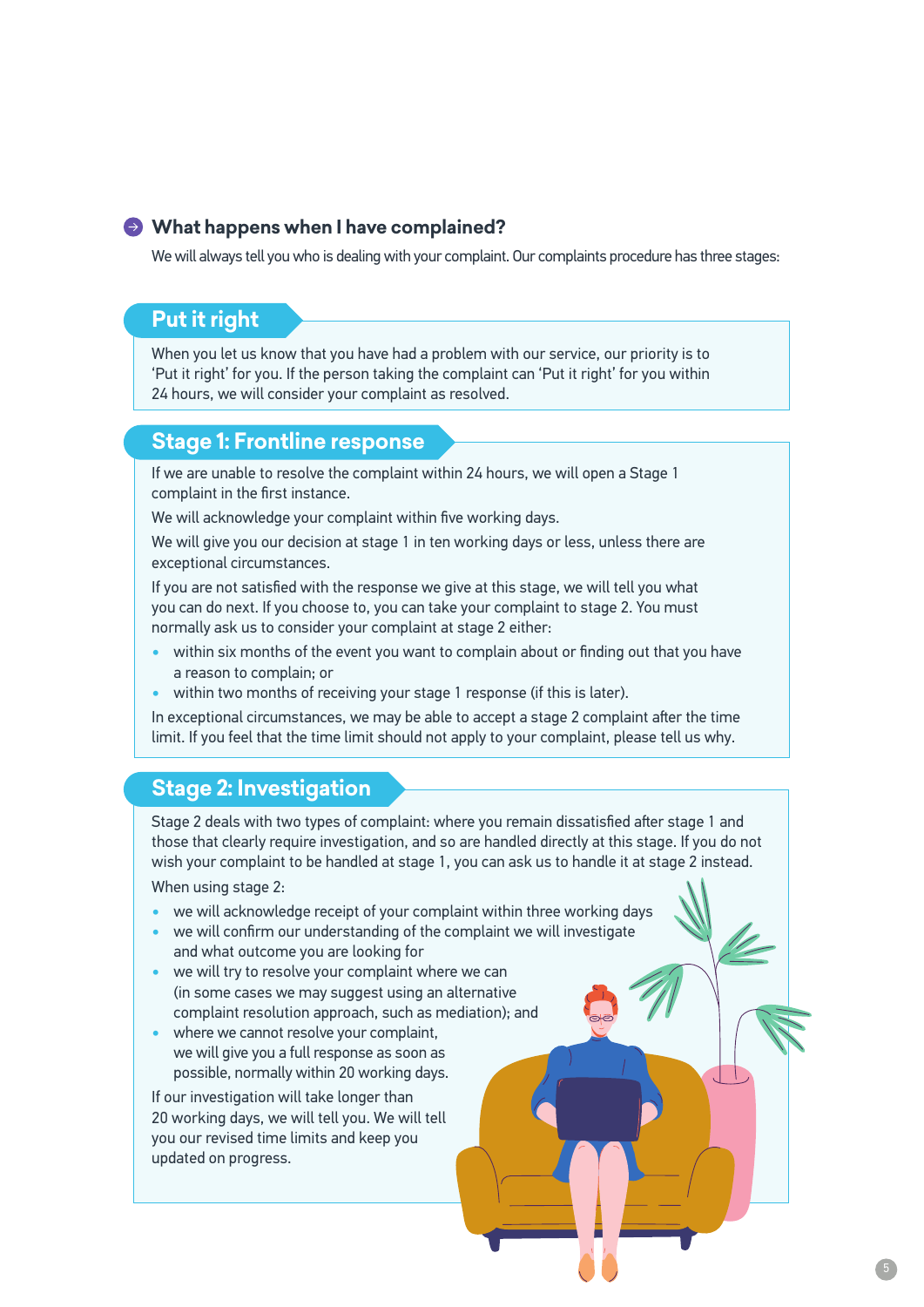## What happens when I have complained?

We will always tell you who is dealing with your complaint. Our complaints procedure has three stages:

### Put it right

When you let us know that you have had a problem with our service, our priority is to 'Put it right' for you. If the person taking the complaint can 'Put it right' for you within 24 hours, we will consider your complaint as resolved.

### Stage 1: Frontline response

If we are unable to resolve the complaint within 24 hours, we will open a Stage 1 complaint in the first instance.

We will acknowledge your complaint within five working days.

We will give you our decision at stage 1 in ten working days or less, unless there are exceptional circumstances.

If you are not satisfied with the response we give at this stage, we will tell you what you can do next. If you choose to, you can take your complaint to stage 2. You must normally ask us to consider your complaint at stage 2 either:

- within six months of the event you want to complain about or finding out that you have a reason to complain; or
- within two months of receiving your stage 1 response (if this is later).

In exceptional circumstances, we may be able to accept a stage 2 complaint after the time limit. If you feel that the time limit should not apply to your complaint, please tell us why.

### Stage 2: Investigation

Stage 2 deals with two types of complaint: where you remain dissatisfied after stage 1 and those that clearly require investigation, and so are handled directly at this stage. If you do not wish your complaint to be handled at stage 1, you can ask us to handle it at stage 2 instead.

When using stage 2:

- we will acknowledge receipt of your complaint within three working days
- we will confirm our understanding of the complaint we will investigate and what outcome you are looking for
- we will try to resolve your complaint where we can (in some cases we may suggest using an alternative complaint resolution approach, such as mediation); and
- where we cannot resolve your complaint, we will give you a full response as soon as possible, normally within 20 working days.

If our investigation will take longer than 20 working days, we will tell you. We will tell you our revised time limits and keep you updated on progress.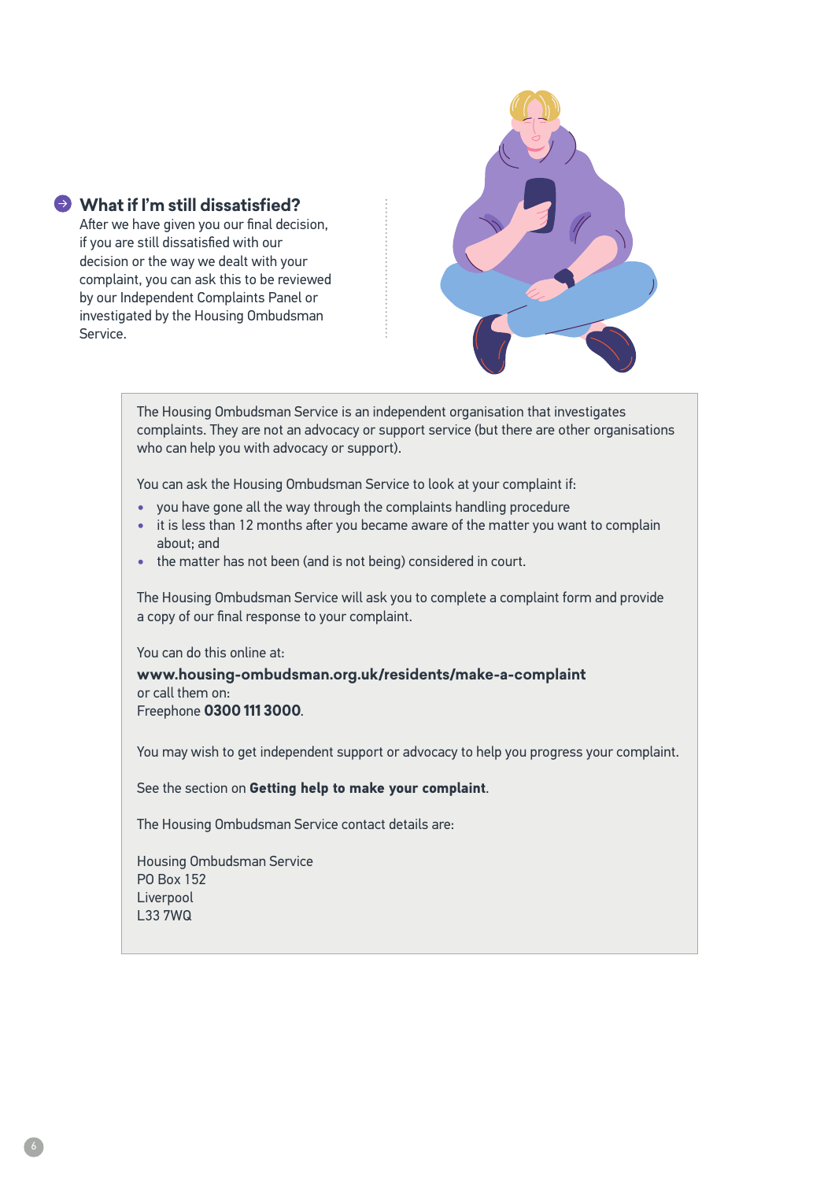## What if I'm still dissatisfied?

After we have given you our final decision, if you are still dissatisfied with our decision or the way we dealt with your complaint, you can ask this to be reviewed by our Independent Complaints Panel or investigated by the Housing Ombudsman Service.

The Housing Ombudsman Service is an independent organisation that investigates complaints. They are not an advocacy or support service (but there are other organisations who can help you with advocacy or support).

You can ask the Housing Ombudsman Service to look at your complaint if:

- you have gone all the way through the complaints handling procedure
- it is less than 12 months after you became aware of the matter you want to complain about; and
- the matter has not been (and is not being) considered in court.

The Housing Ombudsman Service will ask you to complete a complaint form and provide a copy of our final response to your complaint.

You can do this online at:
**www.housing-ombudsman.org.uk/residents/make-a-complaint**
or call them on:
Freephone **0300 111 3000**.

You may wish to get independent support or advocacy to help you progress your complaint.

See the section on **Getting help to make your complaint**.

The Housing Ombudsman Service contact details are:

Housing Ombudsman Service
PO Box 152
Liverpool
L33 7WQ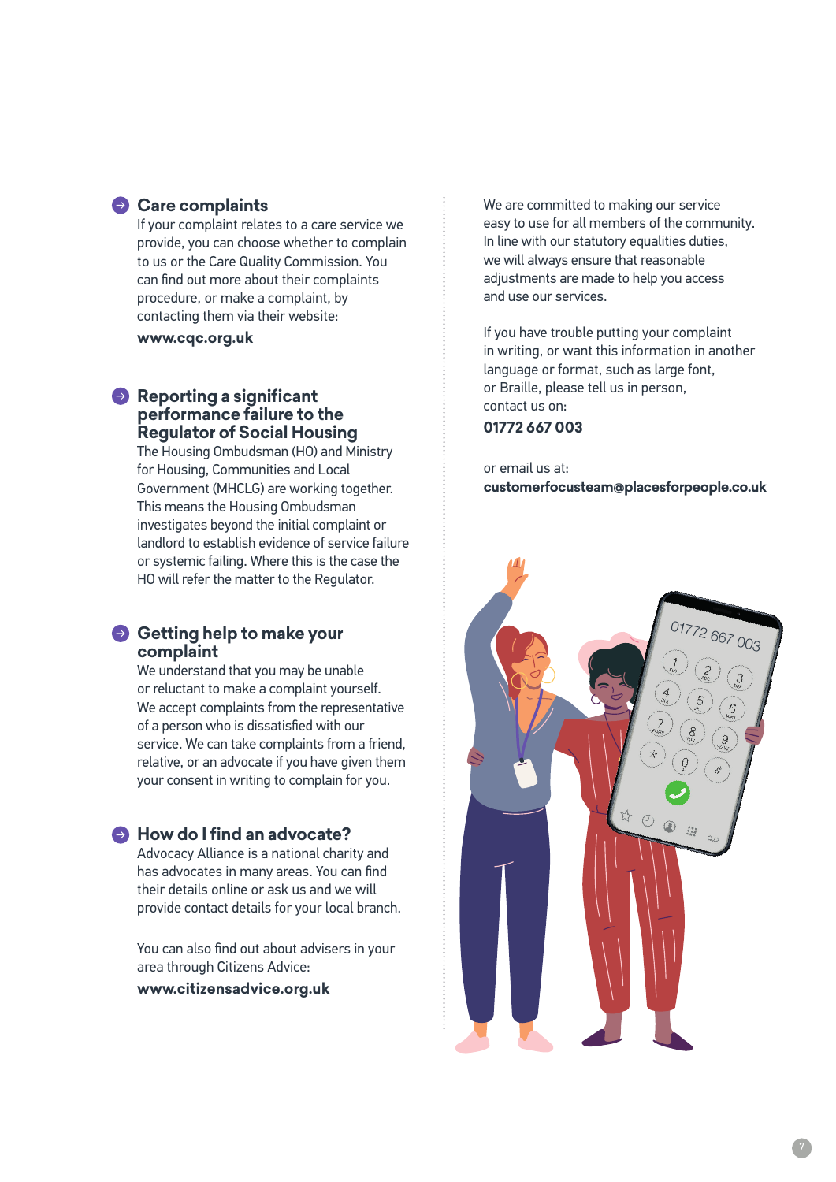## Care complaints

If your complaint relates to a care service we provide, you can choose whether to complain to us or the Care Quality Commission. You can find out more about their complaints procedure, or make a complaint, by contacting them via their website:

**www.cqc.org.uk**

## Reporting a significant performance failure to the Regulator of Social Housing

The Housing Ombudsman (HO) and Ministry for Housing, Communities and Local Government (MHCLG) are working together. This means the Housing Ombudsman investigates beyond the initial complaint or landlord to establish evidence of service failure or systemic failing. Where this is the case the HO will refer the matter to the Regulator.

## Getting help to make your complaint

We understand that you may be unable or reluctant to make a complaint yourself. We accept complaints from the representative of a person who is dissatisfied with our service. We can take complaints from a friend, relative, or an advocate if you have given them your consent in writing to complain for you.

## How do I find an advocate?

Advocacy Alliance is a national charity and has advocates in many areas. You can find their details online or ask us and we will provide contact details for your local branch.

You can also find out about advisers in your area through Citizens Advice:

**www.citizensadvice.org.uk**

We are committed to making our service easy to use for all members of the community. In line with our statutory equalities duties, we will always ensure that reasonable adjustments are made to help you access and use our services.

If you have trouble putting your complaint in writing, or want this information in another language or format, such as large font, or Braille, please tell us in person, contact us on:

**01772 667 003**

or email us at:
**customerfocusteam@placesforpeople.co.uk**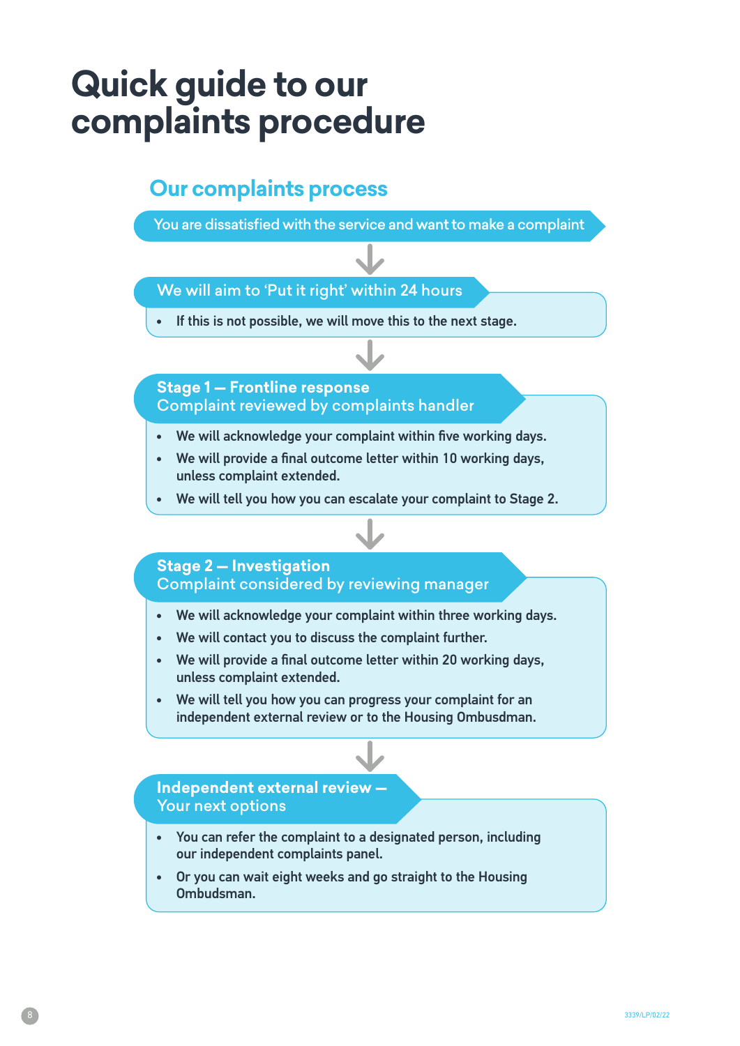# Quick guide to our complaints procedure

## Our complaints process

You are dissatisfied with the service and want to make a complaint

**We will aim to 'Put it right' within 24 hours**

- If this is not possible, we will move this to the next stage.

**Stage 1 — Frontline response**
**Complaint reviewed by complaints handler**

- We will acknowledge your complaint within five working days.
- We will provide a final outcome letter within 10 working days, unless complaint extended.
- We will tell you how you can escalate your complaint to Stage 2.

**Stage 2 — Investigation**
**Complaint considered by reviewing manager**

- We will acknowledge your complaint within three working days.
- We will contact you to discuss the complaint further.
- We will provide a final outcome letter within 20 working days, unless complaint extended.
- We will tell you how you can progress your complaint for an independent external review or to the Housing Ombudsman.

**Independent external review —**
**Your next options**

- You can refer the complaint to a designated person, including our independent complaints panel.
- Or you can wait eight weeks and go straight to the Housing Ombudsman.

3339/LP/02/22